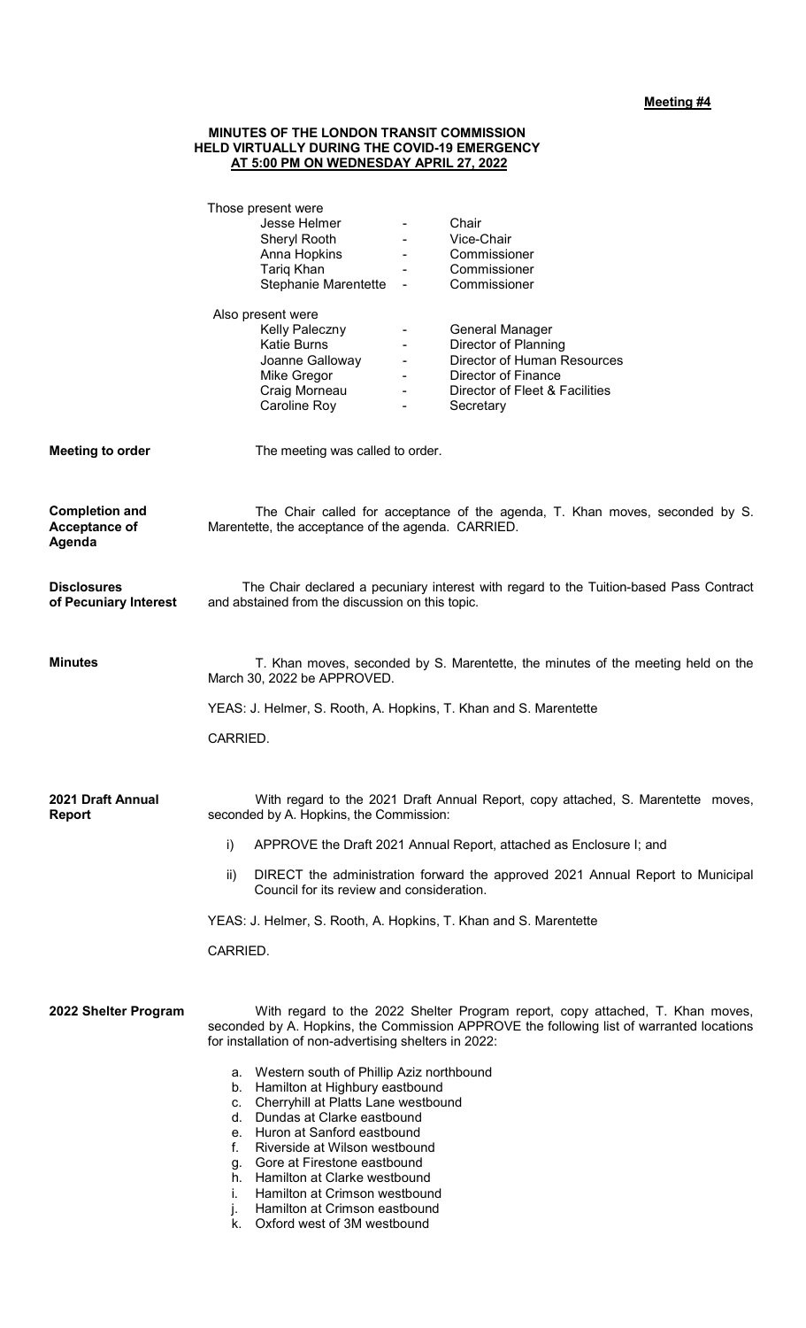**Meeting #4**

**MINUTES OF THE LONDON TRANSIT COMMISSION**
**HELD VIRTUALLY DURING THE COVID-19 EMERGENCY**
**AT 5:00 PM ON WEDNESDAY APRIL 27, 2022**

Those present were

| | | |
|---|---|---|
| Jesse Helmer | - | Chair |
| Sheryl Rooth | - | Vice-Chair |
| Anna Hopkins | - | Commissioner |
| Tariq Khan | - | Commissioner |
| Stephanie Marentette | - | Commissioner |

Also present were

| | | |
|---|---|---|
| Kelly Paleczny | - | General Manager |
| Katie Burns | - | Director of Planning |
| Joanne Galloway | - | Director of Human Resources |
| Mike Gregor | - | Director of Finance |
| Craig Morneau | - | Director of Fleet & Facilities |
| Caroline Roy | - | Secretary |

**Meeting to order**

The meeting was called to order.

**Completion and Acceptance of Agenda**

The Chair called for acceptance of the agenda, T. Khan moves, seconded by S. Marentette, the acceptance of the agenda. CARRIED.

**Disclosures of Pecuniary Interest**

The Chair declared a pecuniary interest with regard to the Tuition-based Pass Contract and abstained from the discussion on this topic.

**Minutes**

T. Khan moves, seconded by S. Marentette, the minutes of the meeting held on the March 30, 2022 be APPROVED.

YEAS: J. Helmer, S. Rooth, A. Hopkins, T. Khan and S. Marentette

CARRIED.

**2021 Draft Annual Report**

With regard to the 2021 Draft Annual Report, copy attached, S. Marentette moves, seconded by A. Hopkins, the Commission:

i) APPROVE the Draft 2021 Annual Report, attached as Enclosure I; and

ii) DIRECT the administration forward the approved 2021 Annual Report to Municipal Council for its review and consideration.

YEAS: J. Helmer, S. Rooth, A. Hopkins, T. Khan and S. Marentette

CARRIED.

**2022 Shelter Program**

With regard to the 2022 Shelter Program report, copy attached, T. Khan moves, seconded by A. Hopkins, the Commission APPROVE the following list of warranted locations for installation of non-advertising shelters in 2022:

a. Western south of Phillip Aziz northbound
b. Hamilton at Highbury eastbound
c. Cherryhill at Platts Lane westbound
d. Dundas at Clarke eastbound
e. Huron at Sanford eastbound
f. Riverside at Wilson westbound
g. Gore at Firestone eastbound
h. Hamilton at Clarke westbound
i. Hamilton at Crimson westbound
j. Hamilton at Crimson eastbound
k. Oxford west of 3M westbound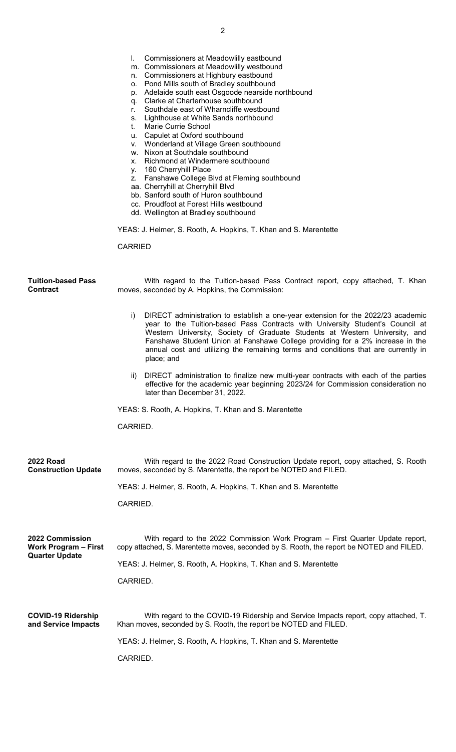l. Commissioners at Meadowlilly eastbound
m. Commissioners at Meadowlilly westbound
n. Commissioners at Highbury eastbound
o. Pond Mills south of Bradley southbound
p. Adelaide south east Osgoode nearside northbound
q. Clarke at Charterhouse southbound
r. Southdale east of Wharncliffe westbound
s. Lighthouse at White Sands northbound
t. Marie Currie School
u. Capulet at Oxford southbound
v. Wonderland at Village Green southbound
w. Nixon at Southdale southbound
x. Richmond at Windermere southbound
y. 160 Cherryhill Place
z. Fanshawe College Blvd at Fleming southbound
aa. Cherryhill at Cherryhill Blvd
bb. Sanford south of Huron southbound
cc. Proudfoot at Forest Hills westbound
dd. Wellington at Bradley southbound

YEAS: J. Helmer, S. Rooth, A. Hopkins, T. Khan and S. Marentette

CARRIED

**Tuition-based Pass Contract**

With regard to the Tuition-based Pass Contract report, copy attached, T. Khan moves, seconded by A. Hopkins, the Commission:

i) DIRECT administration to establish a one-year extension for the 2022/23 academic year to the Tuition-based Pass Contracts with University Student's Council at Western University, Society of Graduate Students at Western University, and Fanshawe Student Union at Fanshawe College providing for a 2% increase in the annual cost and utilizing the remaining terms and conditions that are currently in place; and

ii) DIRECT administration to finalize new multi-year contracts with each of the parties effective for the academic year beginning 2023/24 for Commission consideration no later than December 31, 2022.

YEAS: S. Rooth, A. Hopkins, T. Khan and S. Marentette

CARRIED.

**2022 Road Construction Update**

With regard to the 2022 Road Construction Update report, copy attached, S. Rooth moves, seconded by S. Marentette, the report be NOTED and FILED.

YEAS: J. Helmer, S. Rooth, A. Hopkins, T. Khan and S. Marentette

CARRIED.

**2022 Commission Work Program – First Quarter Update**

With regard to the 2022 Commission Work Program – First Quarter Update report, copy attached, S. Marentette moves, seconded by S. Rooth, the report be NOTED and FILED.

YEAS: J. Helmer, S. Rooth, A. Hopkins, T. Khan and S. Marentette

CARRIED.

**COVID-19 Ridership and Service Impacts**

With regard to the COVID-19 Ridership and Service Impacts report, copy attached, T. Khan moves, seconded by S. Rooth, the report be NOTED and FILED.

YEAS: J. Helmer, S. Rooth, A. Hopkins, T. Khan and S. Marentette

CARRIED.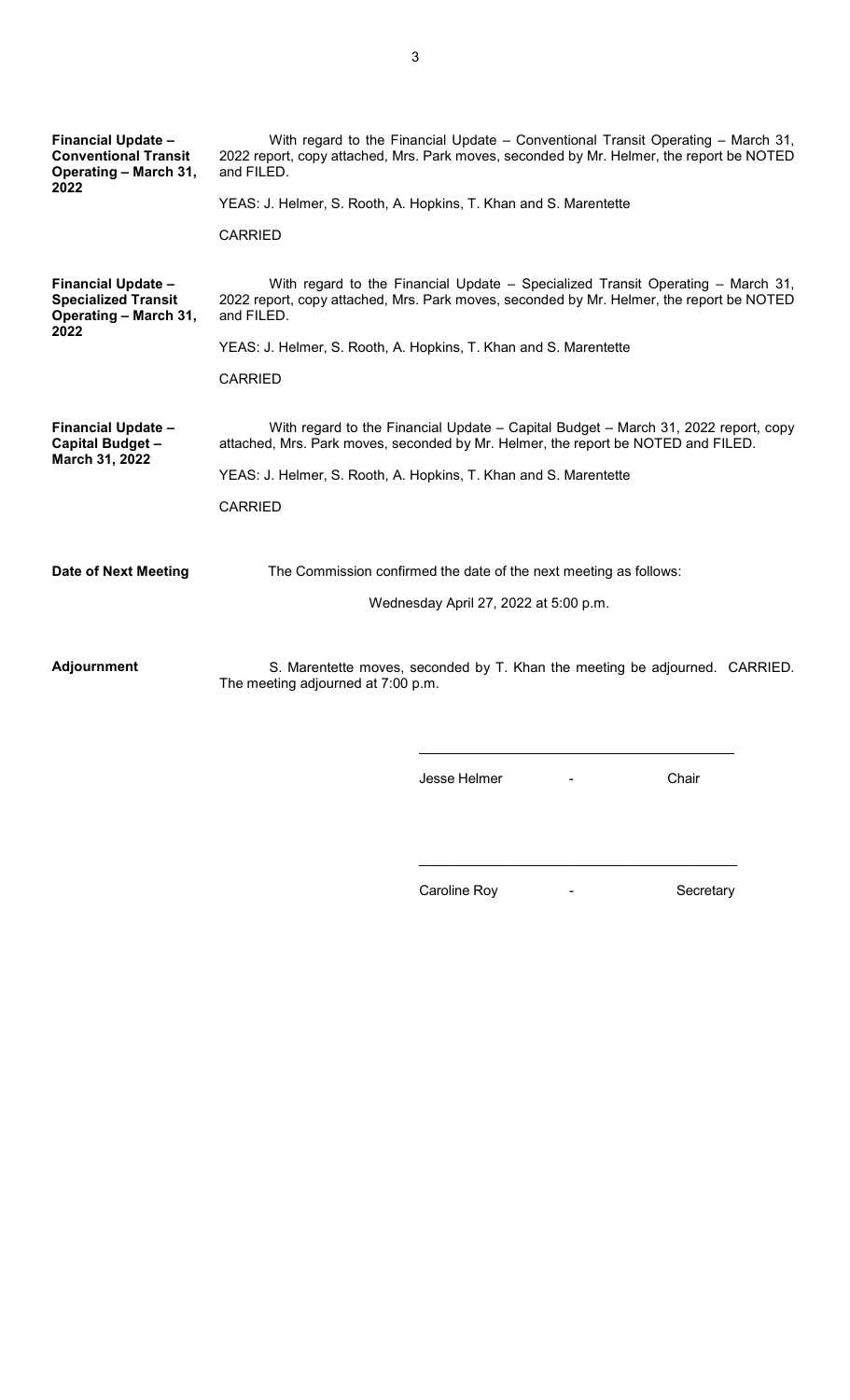**Financial Update – Conventional Transit Operating – March 31, 2022**

With regard to the Financial Update – Conventional Transit Operating – March 31, 2022 report, copy attached, Mrs. Park moves, seconded by Mr. Helmer, the report be NOTED and FILED.

YEAS: J. Helmer, S. Rooth, A. Hopkins, T. Khan and S. Marentette

CARRIED

**Financial Update – Specialized Transit Operating – March 31, 2022**

With regard to the Financial Update – Specialized Transit Operating – March 31, 2022 report, copy attached, Mrs. Park moves, seconded by Mr. Helmer, the report be NOTED and FILED.

YEAS: J. Helmer, S. Rooth, A. Hopkins, T. Khan and S. Marentette

CARRIED

**Financial Update – Capital Budget – March 31, 2022**

With regard to the Financial Update – Capital Budget – March 31, 2022 report, copy attached, Mrs. Park moves, seconded by Mr. Helmer, the report be NOTED and FILED.

YEAS: J. Helmer, S. Rooth, A. Hopkins, T. Khan and S. Marentette

CARRIED

**Date of Next Meeting**

The Commission confirmed the date of the next meeting as follows:

Wednesday April 27, 2022 at 5:00 p.m.

**Adjournment**

S. Marentette moves, seconded by T. Khan the meeting be adjourned. CARRIED. The meeting adjourned at 7:00 p.m.

\_\_\_\_\_\_\_\_\_\_\_\_\_\_\_\_\_\_\_\_\_\_\_\_\_\_\_\_\_\_\_\_\_\_\_\_\_\_\_\_

Jesse Helmer - Chair

\_\_\_\_\_\_\_\_\_\_\_\_\_\_\_\_\_\_\_\_\_\_\_\_\_\_\_\_\_\_\_\_\_\_\_\_\_\_\_\_

Caroline Roy - Secretary